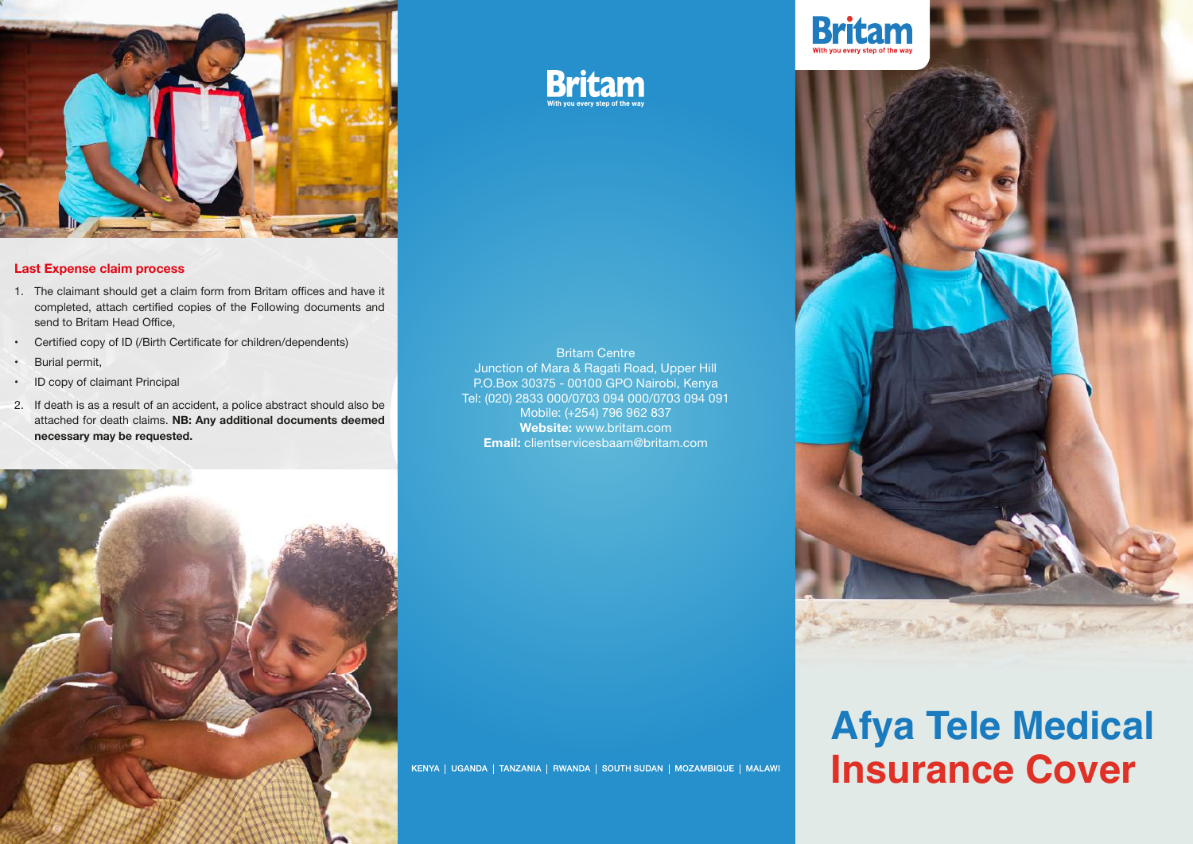## Last Expense claim process

1. The claimant should get a claim form from Britam offices and have it completed, attach certified copies of the Following documents and send to Britam Head Office,

- Certified copy of ID (/Birth Certificate for children/dependents)
- Burial permit,
- ID copy of claimant Principal

2. If death is as a result of an accident, a police abstract should also be attached for death claims. **NB: Any additional documents deemed necessary may be requested.**

Britam

With you every step of the way

Britam Centre
Junction of Mara & Ragati Road, Upper Hill
P.O.Box 30375 - 00100 GPO Nairobi, Kenya
Tel: (020) 2833 000/0703 094 000/0703 094 091
Mobile: (+254) 796 962 837
**Website:** www.britam.com
**Email:** clientservicesbaam@britam.com

KENYA | UGANDA | TANZANIA | RWANDA | SOUTH SUDAN | MOZAMBIQUE | MALAWI

Britam

With you every step of the way

# Afya Tele Medical Insurance Cover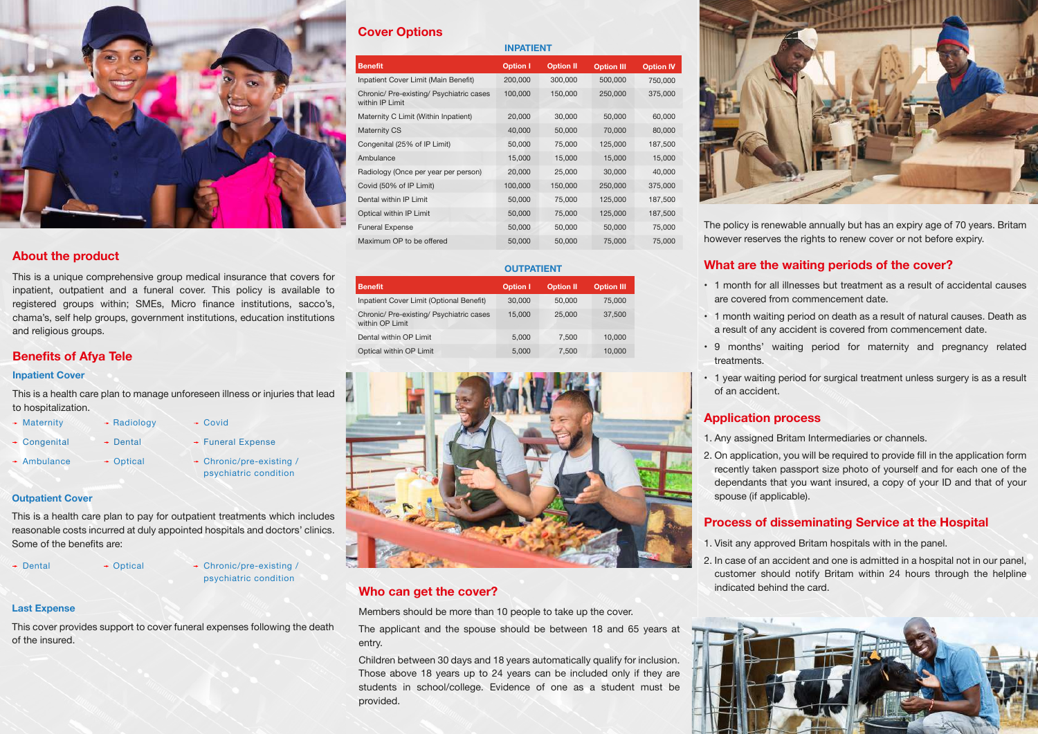## About the product

This is a unique comprehensive group medical insurance that covers for inpatient, outpatient and a funeral cover. This policy is available to registered groups within; SMEs, Micro finance institutions, sacco's, chama's, self help groups, government institutions, education institutions and religious groups.

## Benefits of Afya Tele

### Inpatient Cover

This is a health care plan to manage unforeseen illness or injuries that lead to hospitalization.

- Maternity
- Congenital
- Ambulance
- Radiology
- Dental
- Optical
- Covid
- Funeral Expense
- Chronic/pre-existing / psychiatric condition

### Outpatient Cover

This is a health care plan to pay for outpatient treatments which includes reasonable costs incurred at duly appointed hospitals and doctors' clinics. Some of the benefits are:

- Dental
- Optical
- Chronic/pre-existing / psychiatric condition

### Last Expense

This cover provides support to cover funeral expenses following the death of the insured.

## Cover Options

### INPATIENT

| Benefit | Option I | Option II | Option III | Option IV |
|---|---|---|---|---|
| Inpatient Cover Limit (Main Benefit) | 200,000 | 300,000 | 500,000 | 750,000 |
| Chronic/ Pre-existing/ Psychiatric cases within IP Limit | 100,000 | 150,000 | 250,000 | 375,000 |
| Maternity C Limit (Within Inpatient) | 20,000 | 30,000 | 50,000 | 60,000 |
| Maternity CS | 40,000 | 50,000 | 70,000 | 80,000 |
| Congenital (25% of IP Limit) | 50,000 | 75,000 | 125,000 | 187,500 |
| Ambulance | 15,000 | 15,000 | 15,000 | 15,000 |
| Radiology (Once per year per person) | 20,000 | 25,000 | 30,000 | 40,000 |
| Covid (50% of IP Limit) | 100,000 | 150,000 | 250,000 | 375,000 |
| Dental within IP Limit | 50,000 | 75,000 | 125,000 | 187,500 |
| Optical within IP Limit | 50,000 | 75,000 | 125,000 | 187,500 |
| Funeral Expense | 50,000 | 50,000 | 50,000 | 75,000 |
| Maximum OP to be offered | 50,000 | 50,000 | 75,000 | 75,000 |

### OUTPATIENT

| Benefit | Option I | Option II | Option III |
|---|---|---|---|
| Inpatient Cover Limit (Optional Benefit) | 30,000 | 50,000 | 75,000 |
| Chronic/ Pre-existing/ Psychiatric cases within OP Limit | 15,000 | 25,000 | 37,500 |
| Dental within OP Limit | 5,000 | 7,500 | 10,000 |
| Optical within OP Limit | 5,000 | 7,500 | 10,000 |

## Who can get the cover?

Members should be more than 10 people to take up the cover.

The applicant and the spouse should be between 18 and 65 years at entry.

Children between 30 days and 18 years automatically qualify for inclusion. Those above 18 years up to 24 years can be included only if they are students in school/college. Evidence of one as a student must be provided.

The policy is renewable annually but has an expiry age of 70 years. Britam however reserves the rights to renew cover or not before expiry.

## What are the waiting periods of the cover?

- 1 month for all illnesses but treatment as a result of accidental causes are covered from commencement date.
- 1 month waiting period on death as a result of natural causes. Death as a result of any accident is covered from commencement date.
- 9 months' waiting period for maternity and pregnancy related treatments.
- 1 year waiting period for surgical treatment unless surgery is as a result of an accident.

## Application process

1. Any assigned Britam Intermediaries or channels.
2. On application, you will be required to provide fill in the application form recently taken passport size photo of yourself and for each one of the dependants that you want insured, a copy of your ID and that of your spouse (if applicable).

## Process of disseminating Service at the Hospital

1. Visit any approved Britam hospitals with in the panel.
2. In case of an accident and one is admitted in a hospital not in our panel, customer should notify Britam within 24 hours through the helpline indicated behind the card.